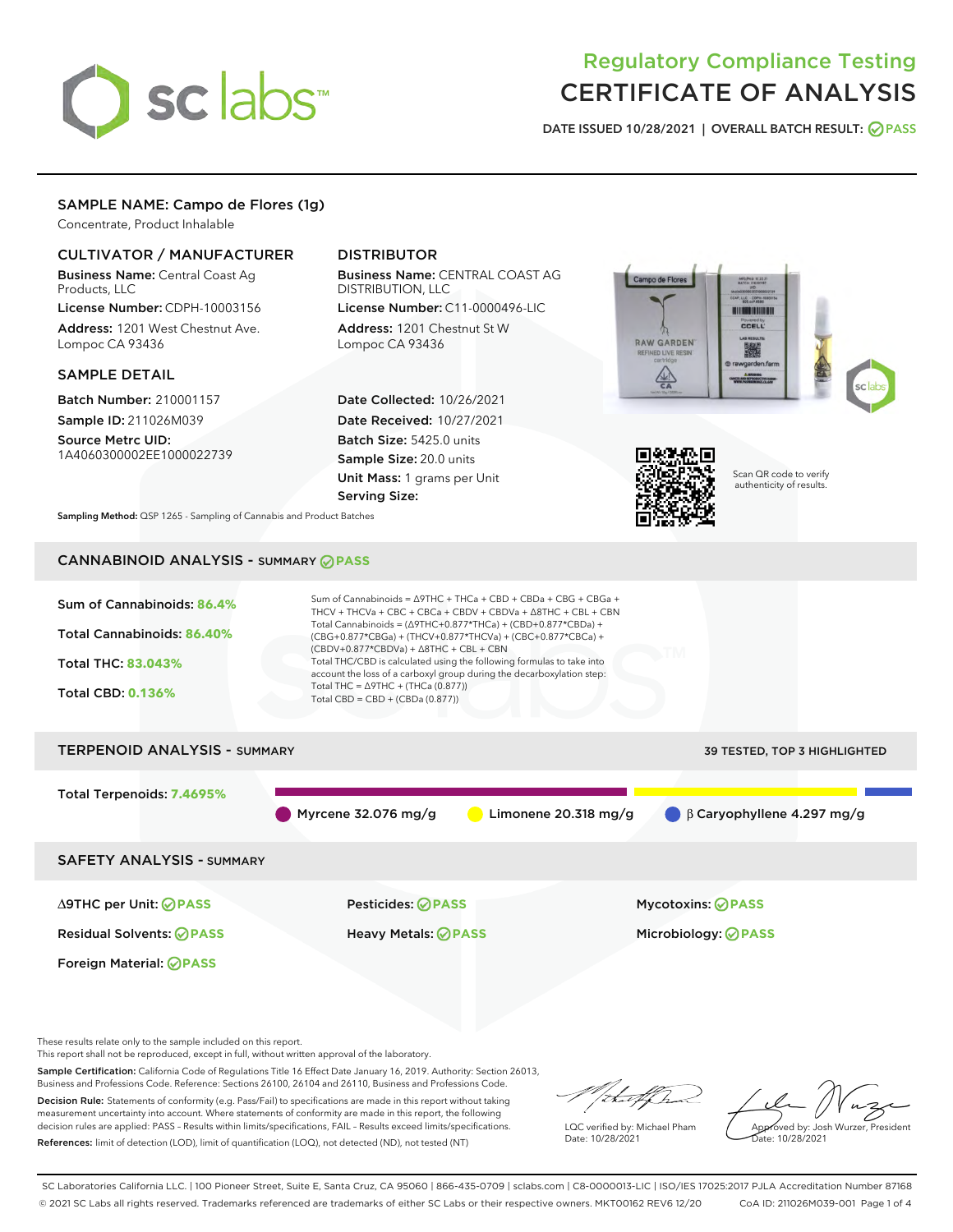# Regulatory Compliance Testing
# CERTIFICATE OF ANALYSIS

DATE ISSUED 10/28/2021 | OVERALL BATCH RESULT: PASS

## SAMPLE NAME: Campo de Flores (1g)

Concentrate, Product Inhalable

### CULTIVATOR / MANUFACTURER

**Business Name:** Central Coast Ag Products, LLC
**License Number:** CDPH-10003156
**Address:** 1201 West Chestnut Ave. Lompoc CA 93436

### DISTRIBUTOR

**Business Name:** CENTRAL COAST AG DISTRIBUTION, LLC
**License Number:** C11-0000496-LIC
**Address:** 1201 Chestnut St W Lompoc CA 93436

### SAMPLE DETAIL

**Batch Number:** 210001157
**Sample ID:** 211026M039
**Source Metrc UID:** 1A4060300002EE1000022739

**Date Collected:** 10/26/2021
**Date Received:** 10/27/2021
**Batch Size:** 5425.0 units
**Sample Size:** 20.0 units
**Unit Mass:** 1 grams per Unit
**Serving Size:**

Scan QR code to verify authenticity of results.

**Sampling Method:** QSP 1265 - Sampling of Cannabis and Product Batches

## CANNABINOID ANALYSIS - SUMMARY PASS

Sum of Cannabinoids: **86.4%**

Total Cannabinoids: **86.40%**

Total THC: **83.043%**

Total CBD: **0.136%**

Sum of Cannabinoids = Δ9THC + THCa + CBD + CBDa + CBG + CBGa + THCV + THCVa + CBC + CBCa + CBDV + CBDVa + Δ8THC + CBL + CBN
Total Cannabinoids = (Δ9THC+0.877*THCa) + (CBD+0.877*CBDa) + (CBG+0.877*CBGa) + (THCV+0.877*THCVa) + (CBC+0.877*CBCa) + (CBDV+0.877*CBDVa) + Δ8THC + CBL + CBN
Total THC/CBD is calculated using the following formulas to take into account the loss of a carboxyl group during the decarboxylation step:
Total THC = Δ9THC + (THCa (0.877))
Total CBD = CBD + (CBDa (0.877))

## TERPENOID ANALYSIS - SUMMARY

39 TESTED, TOP 3 HIGHLIGHTED

Total Terpenoids: **7.4695%**

Myrcene 32.076 mg/g | Limonene 20.318 mg/g | β Caryophyllene 4.297 mg/g

## SAFETY ANALYSIS - SUMMARY

| | | |
|---|---|---|
| Δ9THC per Unit: PASS | Pesticides: PASS | Mycotoxins: PASS |
| Residual Solvents: PASS | Heavy Metals: PASS | Microbiology: PASS |
| Foreign Material: PASS | | |

These results relate only to the sample included on this report.
This report shall not be reproduced, except in full, without written approval of the laboratory.

**Sample Certification:** California Code of Regulations Title 16 Effect Date January 16, 2019. Authority: Section 26013, Business and Professions Code. Reference: Sections 26100, 26104 and 26110, Business and Professions Code.

**Decision Rule:** Statements of conformity (e.g. Pass/Fail) to specifications are made in this report without taking measurement uncertainty into account. Where statements of conformity are made in this report, the following decision rules are applied: PASS – Results within limits/specifications, FAIL – Results exceed limits/specifications.

**References:** limit of detection (LOD), limit of quantification (LOQ), not detected (ND), not tested (NT)

LQC verified by: Michael Pham
Date: 10/28/2021

Approved by: Josh Wurzer, President
Date: 10/28/2021

SC Laboratories California LLC. | 100 Pioneer Street, Suite E, Santa Cruz, CA 95060 | 866-435-0709 | sclabs.com | C8-0000013-LIC | ISO/IES 17025:2017 PJLA Accreditation Number 87168
© 2021 SC Labs all rights reserved. Trademarks referenced are trademarks of either SC Labs or their respective owners. MKT00162 REV6 12/20 CoA ID: 211026M039-001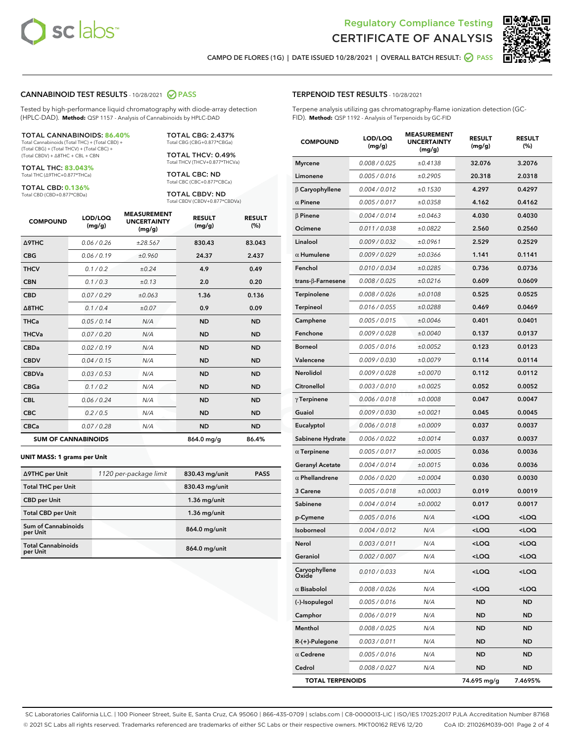Regulatory Compliance Testing
# CERTIFICATE OF ANALYSIS

CAMPO DE FLORES (1G) | DATE ISSUED 10/28/2021 | OVERALL BATCH RESULT: PASS

## CANNABINOID TEST RESULTS - 10/28/2021 PASS

Tested by high-performance liquid chromatography with diode-array detection (HPLC-DAD). **Method:** QSP 1157 - Analysis of Cannabinoids by HPLC-DAD

**TOTAL CANNABINOIDS: 86.40%**
Total Cannabinoids (Total THC) + (Total CBD) + (Total CBG) + (Total THCV) + (Total CBC) + (Total CBDV) + Δ8THC + CBL + CBN

**TOTAL THC: 83.043%**
Total THC (Δ9THC+0.877*THCa)

**TOTAL CBD: 0.136%**
Total CBD (CBD+0.877*CBDa)

**TOTAL CBG: 2.437%**
Total CBG (CBG+0.877*CBGa)

**TOTAL THCV: 0.49%**
Total THCV (THCV+0.877*THCVa)

**TOTAL CBC: ND**
Total CBC (CBC+0.877*CBCa)

**TOTAL CBDV: ND**
Total CBDV (CBDV+0.877*CBDVa)

| COMPOUND | LOD/LOQ (mg/g) | MEASUREMENT UNCERTAINTY (mg/g) | RESULT (mg/g) | RESULT (%) |
|---|---|---|---|---|
| Δ9THC | 0.06 / 0.26 | ±28.567 | 830.43 | 83.043 |
| CBG | 0.06 / 0.19 | ±0.960 | 24.37 | 2.437 |
| THCV | 0.1 / 0.2 | ±0.24 | 4.9 | 0.49 |
| CBN | 0.1 / 0.3 | ±0.13 | 2.0 | 0.20 |
| CBD | 0.07 / 0.29 | ±0.063 | 1.36 | 0.136 |
| Δ8THC | 0.1 / 0.4 | ±0.07 | 0.9 | 0.09 |
| THCa | 0.05 / 0.14 | N/A | ND | ND |
| THCVa | 0.07 / 0.20 | N/A | ND | ND |
| CBDa | 0.02 / 0.19 | N/A | ND | ND |
| CBDV | 0.04 / 0.15 | N/A | ND | ND |
| CBDVa | 0.03 / 0.53 | N/A | ND | ND |
| CBGa | 0.1 / 0.2 | N/A | ND | ND |
| CBL | 0.06 / 0.24 | N/A | ND | ND |
| CBC | 0.2 / 0.5 | N/A | ND | ND |
| CBCa | 0.07 / 0.28 | N/A | ND | ND |
| **SUM OF CANNABINOIDS** | | | 864.0 mg/g | 86.4% |

**UNIT MASS: 1 grams per Unit**

| | | | |
|---|---|---|---|
| Δ9THC per Unit | 1120 per-package limit | 830.43 mg/unit | PASS |
| Total THC per Unit | | 830.43 mg/unit | |
| CBD per Unit | | 1.36 mg/unit | |
| Total CBD per Unit | | 1.36 mg/unit | |
| Sum of Cannabinoids per Unit | | 864.0 mg/unit | |
| Total Cannabinoids per Unit | | 864.0 mg/unit | |

## TERPENOID TEST RESULTS - 10/28/2021

Terpene analysis utilizing gas chromatography-flame ionization detection (GC-FID). **Method:** QSP 1192 - Analysis of Terpenoids by GC-FID

| COMPOUND | LOD/LOQ (mg/g) | MEASUREMENT UNCERTAINTY (mg/g) | RESULT (mg/g) | RESULT (%) |
|---|---|---|---|---|
| Myrcene | 0.008 / 0.025 | ±0.4138 | 32.076 | 3.2076 |
| Limonene | 0.005 / 0.016 | ±0.2905 | 20.318 | 2.0318 |
| β Caryophyllene | 0.004 / 0.012 | ±0.1530 | 4.297 | 0.4297 |
| α Pinene | 0.005 / 0.017 | ±0.0358 | 4.162 | 0.4162 |
| β Pinene | 0.004 / 0.014 | ±0.0463 | 4.030 | 0.4030 |
| Ocimene | 0.011 / 0.038 | ±0.0822 | 2.560 | 0.2560 |
| Linalool | 0.009 / 0.032 | ±0.0961 | 2.529 | 0.2529 |
| α Humulene | 0.009 / 0.029 | ±0.0366 | 1.141 | 0.1141 |
| Fenchol | 0.010 / 0.034 | ±0.0285 | 0.736 | 0.0736 |
| trans-β-Farnesene | 0.008 / 0.025 | ±0.0216 | 0.609 | 0.0609 |
| Terpinolene | 0.008 / 0.026 | ±0.0108 | 0.525 | 0.0525 |
| Terpineol | 0.016 / 0.055 | ±0.0288 | 0.469 | 0.0469 |
| Camphene | 0.005 / 0.015 | ±0.0046 | 0.401 | 0.0401 |
| Fenchone | 0.009 / 0.028 | ±0.0040 | 0.137 | 0.0137 |
| Borneol | 0.005 / 0.016 | ±0.0052 | 0.123 | 0.0123 |
| Valencene | 0.009 / 0.030 | ±0.0079 | 0.114 | 0.0114 |
| Nerolidol | 0.009 / 0.028 | ±0.0070 | 0.112 | 0.0112 |
| Citronellol | 0.003 / 0.010 | ±0.0025 | 0.052 | 0.0052 |
| γ Terpinene | 0.006 / 0.018 | ±0.0008 | 0.047 | 0.0047 |
| Guaiol | 0.009 / 0.030 | ±0.0021 | 0.045 | 0.0045 |
| Eucalyptol | 0.006 / 0.018 | ±0.0009 | 0.037 | 0.0037 |
| Sabinene Hydrate | 0.006 / 0.022 | ±0.0014 | 0.037 | 0.0037 |
| α Terpinene | 0.005 / 0.017 | ±0.0005 | 0.036 | 0.0036 |
| Geranyl Acetate | 0.004 / 0.014 | ±0.0015 | 0.036 | 0.0036 |
| α Phellandrene | 0.006 / 0.020 | ±0.0004 | 0.030 | 0.0030 |
| 3 Carene | 0.005 / 0.018 | ±0.0003 | 0.019 | 0.0019 |
| Sabinene | 0.004 / 0.014 | ±0.0002 | 0.017 | 0.0017 |
| p-Cymene | 0.005 / 0.016 | N/A | <LOQ | <LOQ |
| Isoborneol | 0.004 / 0.012 | N/A | <LOQ | <LOQ |
| Nerol | 0.003 / 0.011 | N/A | <LOQ | <LOQ |
| Geraniol | 0.002 / 0.007 | N/A | <LOQ | <LOQ |
| Caryophyllene Oxide | 0.010 / 0.033 | N/A | <LOQ | <LOQ |
| α Bisabolol | 0.008 / 0.026 | N/A | <LOQ | <LOQ |
| (-)-Isopulegol | 0.005 / 0.016 | N/A | ND | ND |
| Camphor | 0.006 / 0.019 | N/A | ND | ND |
| Menthol | 0.008 / 0.025 | N/A | ND | ND |
| R-(+)-Pulegone | 0.003 / 0.011 | N/A | ND | ND |
| α Cedrene | 0.005 / 0.016 | N/A | ND | ND |
| Cedrol | 0.008 / 0.027 | N/A | ND | ND |
| **TOTAL TERPENOIDS** | | | 74.695 mg/g | 7.4695% |

SC Laboratories California LLC. | 100 Pioneer Street, Suite E, Santa Cruz, CA 95060 | 866-435-0709 | sclabs.com | C8-0000013-LIC | ISO/IES 17025:2017 PJLA Accreditation Number 87168
© 2021 SC Labs all rights reserved. Trademarks referenced are trademarks of either SC Labs or their respective owners. MKT00162 REV6 12/20 CoA ID: 211026M039-001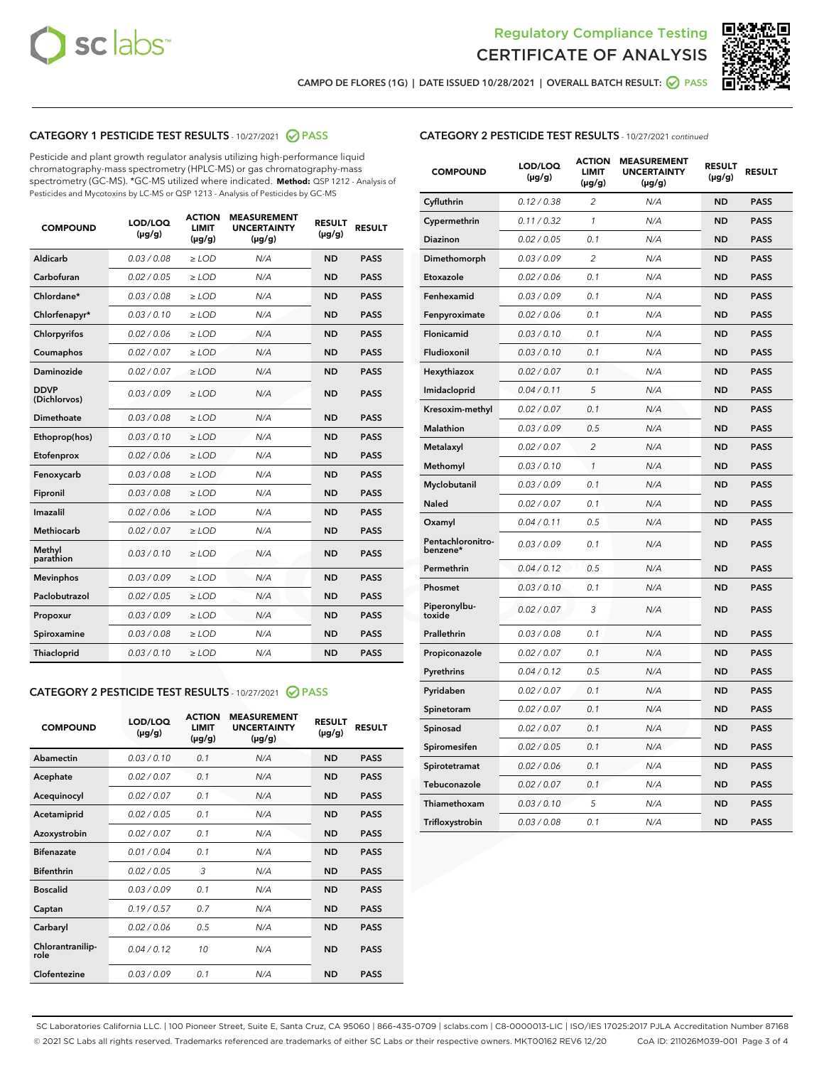Regulatory Compliance Testing
CERTIFICATE OF ANALYSIS

CAMPO DE FLORES (1G) | DATE ISSUED 10/28/2021 | OVERALL BATCH RESULT: PASS

## CATEGORY 1 PESTICIDE TEST RESULTS - 10/27/2021 PASS

Pesticide and plant growth regulator analysis utilizing high-performance liquid chromatography-mass spectrometry (HPLC-MS) or gas chromatography-mass spectrometry (GC-MS). *GC-MS utilized where indicated. **Method:** QSP 1212 - Analysis of Pesticides and Mycotoxins by LC-MS or QSP 1213 - Analysis of Pesticides by GC-MS

| COMPOUND | LOD/LOQ (µg/g) | ACTION LIMIT (µg/g) | MEASUREMENT UNCERTAINTY (µg/g) | RESULT (µg/g) | RESULT |
|---|---|---|---|---|---|
| Aldicarb | 0.03 / 0.08 | ≥ LOD | N/A | ND | PASS |
| Carbofuran | 0.02 / 0.05 | ≥ LOD | N/A | ND | PASS |
| Chlordane* | 0.03 / 0.08 | ≥ LOD | N/A | ND | PASS |
| Chlorfenapyr* | 0.03 / 0.10 | ≥ LOD | N/A | ND | PASS |
| Chlorpyrifos | 0.02 / 0.06 | ≥ LOD | N/A | ND | PASS |
| Coumaphos | 0.02 / 0.07 | ≥ LOD | N/A | ND | PASS |
| Daminozide | 0.02 / 0.07 | ≥ LOD | N/A | ND | PASS |
| DDVP (Dichlorvos) | 0.03 / 0.09 | ≥ LOD | N/A | ND | PASS |
| Dimethoate | 0.03 / 0.08 | ≥ LOD | N/A | ND | PASS |
| Ethoprop(hos) | 0.03 / 0.10 | ≥ LOD | N/A | ND | PASS |
| Etofenprox | 0.02 / 0.06 | ≥ LOD | N/A | ND | PASS |
| Fenoxycarb | 0.03 / 0.08 | ≥ LOD | N/A | ND | PASS |
| Fipronil | 0.03 / 0.08 | ≥ LOD | N/A | ND | PASS |
| Imazalil | 0.02 / 0.06 | ≥ LOD | N/A | ND | PASS |
| Methiocarb | 0.02 / 0.07 | ≥ LOD | N/A | ND | PASS |
| Methyl parathion | 0.03 / 0.10 | ≥ LOD | N/A | ND | PASS |
| Mevinphos | 0.03 / 0.09 | ≥ LOD | N/A | ND | PASS |
| Paclobutrazol | 0.02 / 0.05 | ≥ LOD | N/A | ND | PASS |
| Propoxur | 0.03 / 0.09 | ≥ LOD | N/A | ND | PASS |
| Spiroxamine | 0.03 / 0.08 | ≥ LOD | N/A | ND | PASS |
| Thiacloprid | 0.03 / 0.10 | ≥ LOD | N/A | ND | PASS |

## CATEGORY 2 PESTICIDE TEST RESULTS - 10/27/2021 PASS

| COMPOUND | LOD/LOQ (µg/g) | ACTION LIMIT (µg/g) | MEASUREMENT UNCERTAINTY (µg/g) | RESULT (µg/g) | RESULT |
|---|---|---|---|---|---|
| Abamectin | 0.03 / 0.10 | 0.1 | N/A | ND | PASS |
| Acephate | 0.02 / 0.07 | 0.1 | N/A | ND | PASS |
| Acequinocyl | 0.02 / 0.07 | 0.1 | N/A | ND | PASS |
| Acetamiprid | 0.02 / 0.05 | 0.1 | N/A | ND | PASS |
| Azoxystrobin | 0.02 / 0.07 | 0.1 | N/A | ND | PASS |
| Bifenazate | 0.01 / 0.04 | 0.1 | N/A | ND | PASS |
| Bifenthrin | 0.02 / 0.05 | 3 | N/A | ND | PASS |
| Boscalid | 0.03 / 0.09 | 0.1 | N/A | ND | PASS |
| Captan | 0.19 / 0.57 | 0.7 | N/A | ND | PASS |
| Carbaryl | 0.02 / 0.06 | 0.5 | N/A | ND | PASS |
| Chlorantraniliprole | 0.04 / 0.12 | 10 | N/A | ND | PASS |
| Clofentezine | 0.03 / 0.09 | 0.1 | N/A | ND | PASS |
| Cyfluthrin | 0.12 / 0.38 | 2 | N/A | ND | PASS |
| Cypermethrin | 0.11 / 0.32 | 1 | N/A | ND | PASS |
| Diazinon | 0.02 / 0.05 | 0.1 | N/A | ND | PASS |
| Dimethomorph | 0.03 / 0.09 | 2 | N/A | ND | PASS |
| Etoxazole | 0.02 / 0.06 | 0.1 | N/A | ND | PASS |
| Fenhexamid | 0.03 / 0.09 | 0.1 | N/A | ND | PASS |
| Fenpyroximate | 0.02 / 0.06 | 0.1 | N/A | ND | PASS |
| Flonicamid | 0.03 / 0.10 | 0.1 | N/A | ND | PASS |
| Fludioxonil | 0.03 / 0.10 | 0.1 | N/A | ND | PASS |
| Hexythiazox | 0.02 / 0.07 | 0.1 | N/A | ND | PASS |
| Imidacloprid | 0.04 / 0.11 | 5 | N/A | ND | PASS |
| Kresoxim-methyl | 0.02 / 0.07 | 0.1 | N/A | ND | PASS |
| Malathion | 0.03 / 0.09 | 0.5 | N/A | ND | PASS |
| Metalaxyl | 0.02 / 0.07 | 2 | N/A | ND | PASS |
| Methomyl | 0.03 / 0.10 | 1 | N/A | ND | PASS |
| Myclobutanil | 0.03 / 0.09 | 0.1 | N/A | ND | PASS |
| Naled | 0.02 / 0.07 | 0.1 | N/A | ND | PASS |
| Oxamyl | 0.04 / 0.11 | 0.5 | N/A | ND | PASS |
| Pentachloronitrobenzene* | 0.03 / 0.09 | 0.1 | N/A | ND | PASS |
| Permethrin | 0.04 / 0.12 | 0.5 | N/A | ND | PASS |
| Phosmet | 0.03 / 0.10 | 0.1 | N/A | ND | PASS |
| Piperonylbutoxide | 0.02 / 0.07 | 3 | N/A | ND | PASS |
| Prallethrin | 0.03 / 0.08 | 0.1 | N/A | ND | PASS |
| Propiconazole | 0.02 / 0.07 | 0.1 | N/A | ND | PASS |
| Pyrethrins | 0.04 / 0.12 | 0.5 | N/A | ND | PASS |
| Pyridaben | 0.02 / 0.07 | 0.1 | N/A | ND | PASS |
| Spinetoram | 0.02 / 0.07 | 0.1 | N/A | ND | PASS |
| Spinosad | 0.02 / 0.07 | 0.1 | N/A | ND | PASS |
| Spiromesifen | 0.02 / 0.05 | 0.1 | N/A | ND | PASS |
| Spirotetramat | 0.02 / 0.06 | 0.1 | N/A | ND | PASS |
| Tebuconazole | 0.02 / 0.07 | 0.1 | N/A | ND | PASS |
| Thiamethoxam | 0.03 / 0.10 | 5 | N/A | ND | PASS |
| Trifloxystrobin | 0.03 / 0.08 | 0.1 | N/A | ND | PASS |

SC Laboratories California LLC. | 100 Pioneer Street, Suite E, Santa Cruz, CA 95060 | 866-435-0709 | sclabs.com | C8-0000013-LIC | ISO/IES 17025:2017 PJLA Accreditation Number 87168
© 2021 SC Labs all rights reserved. Trademarks referenced are trademarks of either SC Labs or their respective owners. MKT00162 REV6 12/20 CoA ID: 211026M039-001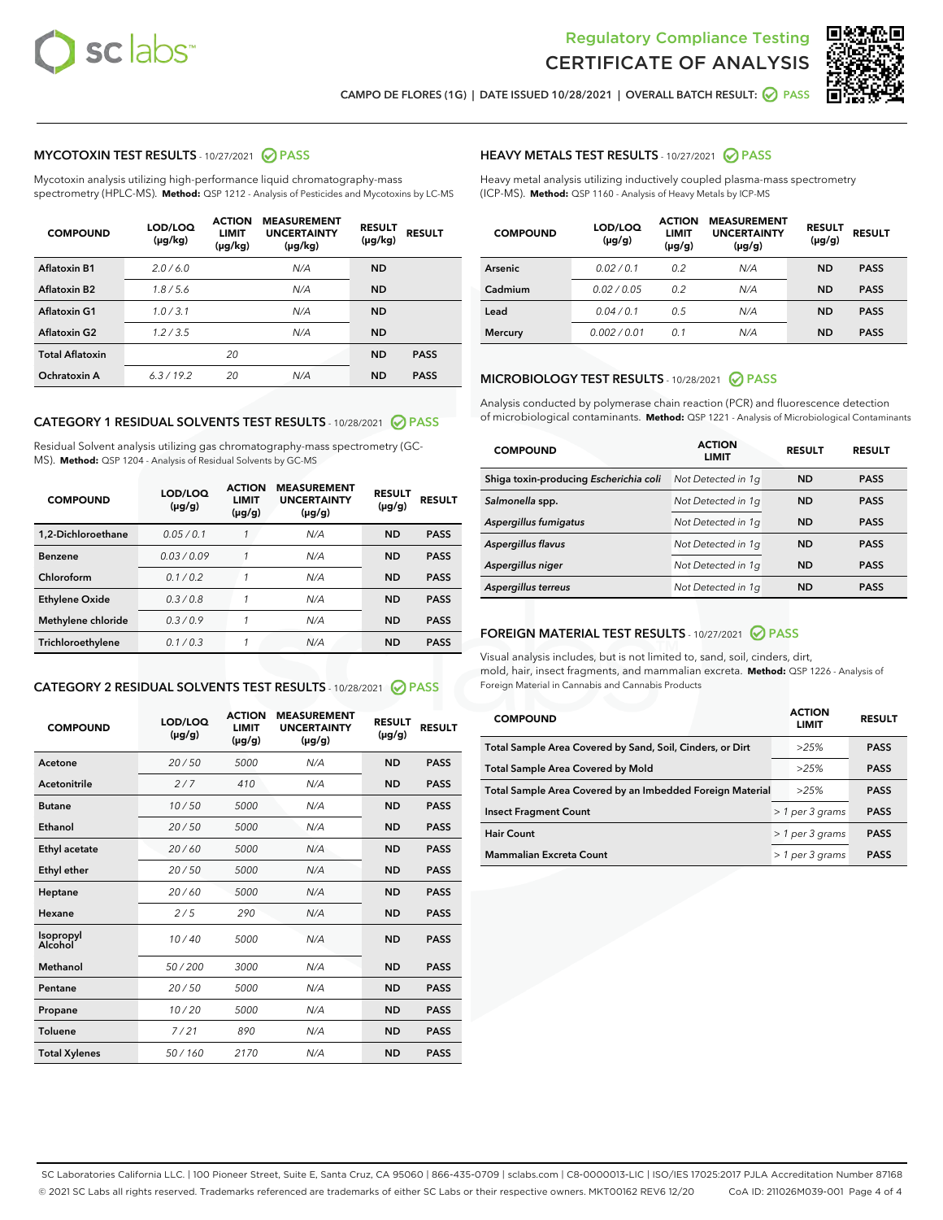Regulatory Compliance Testing

# CERTIFICATE OF ANALYSIS

CAMPO DE FLORES (1G) | DATE ISSUED 10/28/2021 | OVERALL BATCH RESULT: PASS

## MYCOTOXIN TEST RESULTS - 10/27/2021 PASS

Mycotoxin analysis utilizing high-performance liquid chromatography-mass spectrometry (HPLC-MS). **Method:** QSP 1212 - Analysis of Pesticides and Mycotoxins by LC-MS

| COMPOUND | LOD/LOQ (µg/kg) | ACTION LIMIT (µg/kg) | MEASUREMENT UNCERTAINTY (µg/kg) | RESULT (µg/kg) | RESULT |
|---|---|---|---|---|---|
| Aflatoxin B1 | 2.0 / 6.0 | | N/A | ND | |
| Aflatoxin B2 | 1.8 / 5.6 | | N/A | ND | |
| Aflatoxin G1 | 1.0 / 3.1 | | N/A | ND | |
| Aflatoxin G2 | 1.2 / 3.5 | | N/A | ND | |
| Total Aflatoxin | | 20 | | ND | PASS |
| Ochratoxin A | 6.3 / 19.2 | 20 | N/A | ND | PASS |

## CATEGORY 1 RESIDUAL SOLVENTS TEST RESULTS - 10/28/2021 PASS

Residual Solvent analysis utilizing gas chromatography-mass spectrometry (GC-MS). **Method:** QSP 1204 - Analysis of Residual Solvents by GC-MS

| COMPOUND | LOD/LOQ (µg/g) | ACTION LIMIT (µg/g) | MEASUREMENT UNCERTAINTY (µg/g) | RESULT (µg/g) | RESULT |
|---|---|---|---|---|---|
| 1,2-Dichloroethane | 0.05 / 0.1 | 1 | N/A | ND | PASS |
| Benzene | 0.03 / 0.09 | 1 | N/A | ND | PASS |
| Chloroform | 0.1 / 0.2 | 1 | N/A | ND | PASS |
| Ethylene Oxide | 0.3 / 0.8 | 1 | N/A | ND | PASS |
| Methylene chloride | 0.3 / 0.9 | 1 | N/A | ND | PASS |
| Trichloroethylene | 0.1 / 0.3 | 1 | N/A | ND | PASS |

## CATEGORY 2 RESIDUAL SOLVENTS TEST RESULTS - 10/28/2021 PASS

| COMPOUND | LOD/LOQ (µg/g) | ACTION LIMIT (µg/g) | MEASUREMENT UNCERTAINTY (µg/g) | RESULT (µg/g) | RESULT |
|---|---|---|---|---|---|
| Acetone | 20 / 50 | 5000 | N/A | ND | PASS |
| Acetonitrile | 2 / 7 | 410 | N/A | ND | PASS |
| Butane | 10 / 50 | 5000 | N/A | ND | PASS |
| Ethanol | 20 / 50 | 5000 | N/A | ND | PASS |
| Ethyl acetate | 20 / 60 | 5000 | N/A | ND | PASS |
| Ethyl ether | 20 / 50 | 5000 | N/A | ND | PASS |
| Heptane | 20 / 60 | 5000 | N/A | ND | PASS |
| Hexane | 2 / 5 | 290 | N/A | ND | PASS |
| Isopropyl Alcohol | 10 / 40 | 5000 | N/A | ND | PASS |
| Methanol | 50 / 200 | 3000 | N/A | ND | PASS |
| Pentane | 20 / 50 | 5000 | N/A | ND | PASS |
| Propane | 10 / 20 | 5000 | N/A | ND | PASS |
| Toluene | 7 / 21 | 890 | N/A | ND | PASS |
| Total Xylenes | 50 / 160 | 2170 | N/A | ND | PASS |

## HEAVY METALS TEST RESULTS - 10/27/2021 PASS

Heavy metal analysis utilizing inductively coupled plasma-mass spectrometry (ICP-MS). **Method:** QSP 1160 - Analysis of Heavy Metals by ICP-MS

| COMPOUND | LOD/LOQ (µg/g) | ACTION LIMIT (µg/g) | MEASUREMENT UNCERTAINTY (µg/g) | RESULT (µg/g) | RESULT |
|---|---|---|---|---|---|
| Arsenic | 0.02 / 0.1 | 0.2 | N/A | ND | PASS |
| Cadmium | 0.02 / 0.05 | 0.2 | N/A | ND | PASS |
| Lead | 0.04 / 0.1 | 0.5 | N/A | ND | PASS |
| Mercury | 0.002 / 0.01 | 0.1 | N/A | ND | PASS |

## MICROBIOLOGY TEST RESULTS - 10/28/2021 PASS

Analysis conducted by polymerase chain reaction (PCR) and fluorescence detection of microbiological contaminants. **Method:** QSP 1221 - Analysis of Microbiological Contaminants

| COMPOUND | ACTION LIMIT | RESULT | RESULT |
|---|---|---|---|
| Shiga toxin-producing *Escherichia coli* | Not Detected in 1g | ND | PASS |
| *Salmonella* spp. | Not Detected in 1g | ND | PASS |
| *Aspergillus fumigatus* | Not Detected in 1g | ND | PASS |
| *Aspergillus flavus* | Not Detected in 1g | ND | PASS |
| *Aspergillus niger* | Not Detected in 1g | ND | PASS |
| *Aspergillus terreus* | Not Detected in 1g | ND | PASS |

## FOREIGN MATERIAL TEST RESULTS - 10/27/2021 PASS

Visual analysis includes, but is not limited to, sand, soil, cinders, dirt, mold, hair, insect fragments, and mammalian excreta. **Method:** QSP 1226 - Analysis of Foreign Material in Cannabis and Cannabis Products

| COMPOUND | ACTION LIMIT | RESULT |
|---|---|---|
| Total Sample Area Covered by Sand, Soil, Cinders, or Dirt | >25% | PASS |
| Total Sample Area Covered by Mold | >25% | PASS |
| Total Sample Area Covered by an Imbedded Foreign Material | >25% | PASS |
| Insect Fragment Count | > 1 per 3 grams | PASS |
| Hair Count | > 1 per 3 grams | PASS |
| Mammalian Excreta Count | > 1 per 3 grams | PASS |

SC Laboratories California LLC. | 100 Pioneer Street, Suite E, Santa Cruz, CA 95060 | 866-435-0709 | sclabs.com | C8-0000013-LIC | ISO/IES 17025:2017 PJLA Accreditation Number 87168
© 2021 SC Labs all rights reserved. Trademarks referenced are trademarks of either SC Labs or their respective owners. MKT00162 REV6 12/20 CoA ID: 211026M039-001